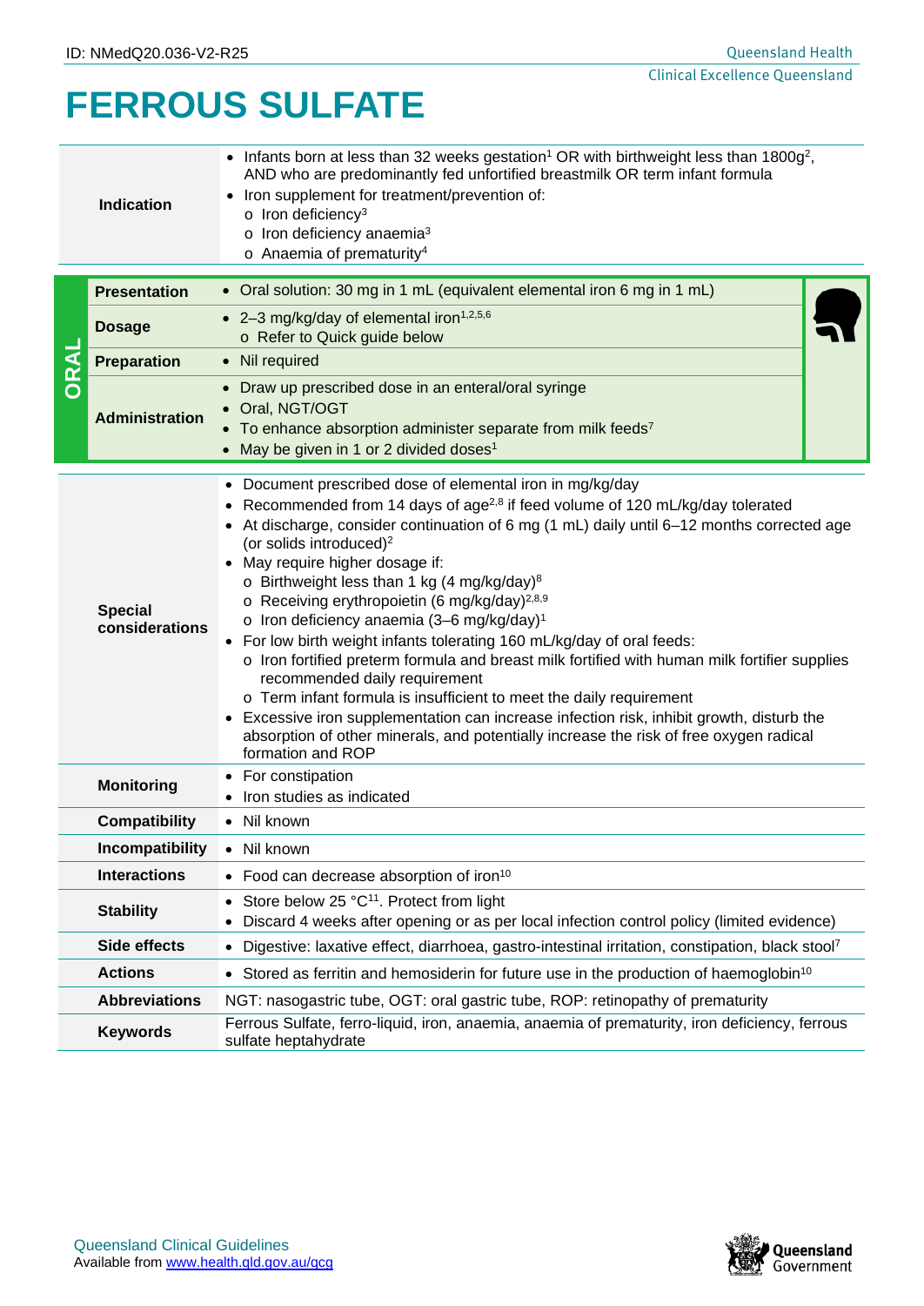ID: NMedQ20.036-V2-R25

# FERROUS SULFATE

| | |
|---|---|
| **Indication** | • Infants born at less than 32 weeks gestation[1] OR with birthweight less than 1800g[2], AND who are predominantly fed unfortified breastmilk OR term infant formula<br>• Iron supplement for treatment/prevention of:<br>  o Iron deficiency[3]<br>  o Iron deficiency anaemia[3]<br>  o Anaemia of prematurity[4] |

**ORAL**

| | |
|---|---|
| **Presentation** | • Oral solution: 30 mg in 1 mL (equivalent elemental iron 6 mg in 1 mL) |
| **Dosage** | • 2–3 mg/kg/day of elemental iron[1,2,5,6]<br>  o Refer to Quick guide below |
| **Preparation** | • Nil required |
| **Administration** | • Draw up prescribed dose in an enteral/oral syringe<br>• Oral, NGT/OGT<br>• To enhance absorption administer separate from milk feeds[7]<br>• May be given in 1 or 2 divided doses[1] |

| | |
|---|---|
| **Special considerations** | • Document prescribed dose of elemental iron in mg/kg/day<br>• Recommended from 14 days of age[2,8] if feed volume of 120 mL/kg/day tolerated<br>• At discharge, consider continuation of 6 mg (1 mL) daily until 6–12 months corrected age (or solids introduced)[2]<br>• May require higher dosage if:<br>  o Birthweight less than 1 kg (4 mg/kg/day)[8]<br>  o Receiving erythropoietin (6 mg/kg/day)[2,8,9]<br>  o Iron deficiency anaemia (3–6 mg/kg/day)[1]<br>• For low birth weight infants tolerating 160 mL/kg/day of oral feeds:<br>  o Iron fortified preterm formula and breast milk fortified with human milk fortifier supplies recommended daily requirement<br>  o Term infant formula is insufficient to meet the daily requirement<br>• Excessive iron supplementation can increase infection risk, inhibit growth, disturb the absorption of other minerals, and potentially increase the risk of free oxygen radical formation and ROP |
| **Monitoring** | • For constipation<br>• Iron studies as indicated |
| **Compatibility** | • Nil known |
| **Incompatibility** | • Nil known |
| **Interactions** | • Food can decrease absorption of iron[10] |
| **Stability** | • Store below 25 °C[11]. Protect from light<br>• Discard 4 weeks after opening or as per local infection control policy (limited evidence) |
| **Side effects** | • Digestive: laxative effect, diarrhoea, gastro-intestinal irritation, constipation, black stool[7] |
| **Actions** | • Stored as ferritin and hemosiderin for future use in the production of haemoglobin[10] |
| **Abbreviations** | NGT: nasogastric tube, OGT: oral gastric tube, ROP: retinopathy of prematurity |
| **Keywords** | Ferrous Sulfate, ferro-liquid, iron, anaemia, anaemia of prematurity, iron deficiency, ferrous sulfate heptahydrate |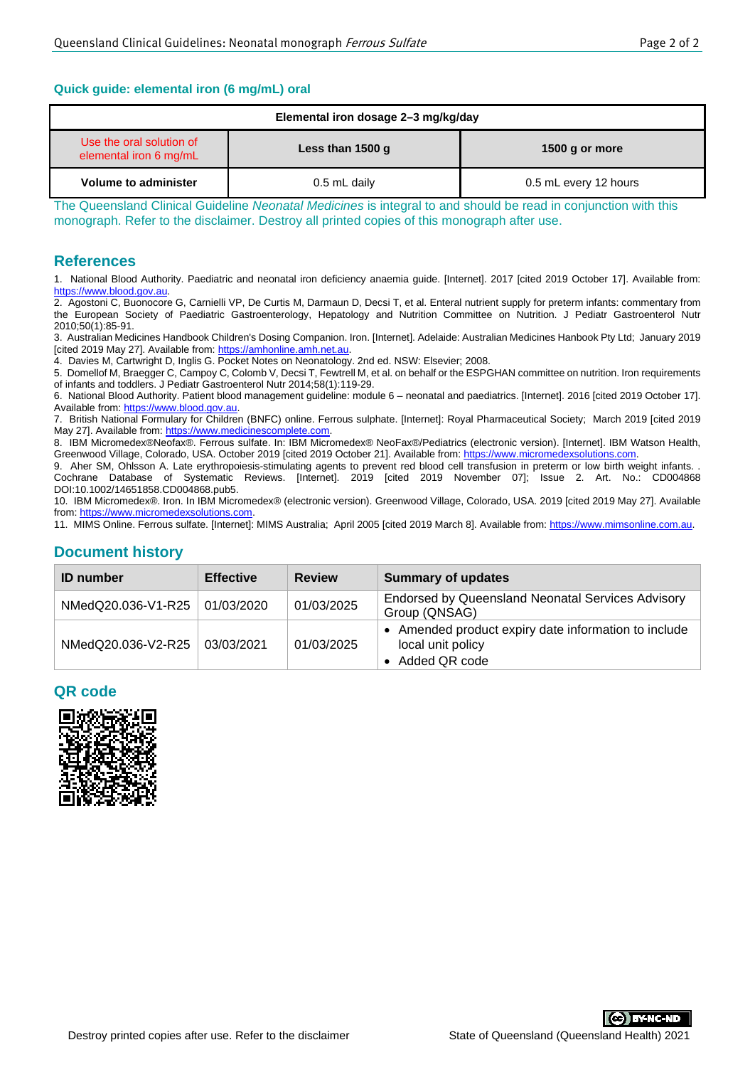### Quick guide: elemental iron (6 mg/mL) oral

| Elemental iron dosage 2–3 mg/kg/day | | |
|---|---|---|
| Use the oral solution of elemental iron 6 mg/mL | **Less than 1500 g** | **1500 g or more** |
| **Volume to administer** | 0.5 mL daily | 0.5 mL every 12 hours |

The Queensland Clinical Guideline *Neonatal Medicines* is integral to and should be read in conjunction with this monograph. Refer to the disclaimer. Destroy all printed copies of this monograph after use.

## References

1. National Blood Authority. Paediatric and neonatal iron deficiency anaemia guide. [Internet]. 2017 [cited 2019 October 17]. Available from: https://www.blood.gov.au.
2. Agostoni C, Buonocore G, Carnielli VP, De Curtis M, Darmaun D, Decsi T, et al. Enteral nutrient supply for preterm infants: commentary from the European Society of Paediatric Gastroenterology, Hepatology and Nutrition Committee on Nutrition. J Pediatr Gastroenterol Nutr 2010;50(1):85-91.
3. Australian Medicines Handbook Children's Dosing Companion. Iron. [Internet]. Adelaide: Australian Medicines Hanbook Pty Ltd; January 2019 [cited 2019 May 27]. Available from: https://amhonline.amh.net.au.
4. Davies M, Cartwright D, Inglis G. Pocket Notes on Neonatology. 2nd ed. NSW: Elsevier; 2008.
5. Domellof M, Braegger C, Campoy C, Colomb V, Decsi T, Fewtrell M, et al. on behalf or the ESPGHAN committee on nutrition. Iron requirements of infants and toddlers. J Pediatr Gastroenterol Nutr 2014;58(1):119-29.
6. National Blood Authority. Patient blood management guideline: module 6 – neonatal and paediatrics. [Internet]. 2016 [cited 2019 October 17]. Available from: https://www.blood.gov.au.
7. British National Formulary for Children (BNFC) online. Ferrous sulphate. [Internet]: Royal Pharmaceutical Society; March 2019 [cited 2019 May 27]. Available from: https://www.medicinescomplete.com.
8. IBM Micromedex®Neofax®. Ferrous sulfate. In: IBM Micromedex® NeoFax®/Pediatrics (electronic version). [Internet]. IBM Watson Health, Greenwood Village, Colorado, USA. October 2019 [cited 2019 October 21]. Available from: https://www.micromedexsolutions.com.
9. Aher SM, Ohlsson A. Late erythropoiesis-stimulating agents to prevent red blood cell transfusion in preterm or low birth weight infants. . Cochrane Database of Systematic Reviews. [Internet]. 2019 [cited 2019 November 07]; Issue 2. Art. No.: CD004868 DOI:10.1002/14651858.CD004868.pub5.
10. IBM Micromedex®. Iron. In IBM Micromedex® (electronic version). Greenwood Village, Colorado, USA. 2019 [cited 2019 May 27]. Available from: https://www.micromedexsolutions.com.
11. MIMS Online. Ferrous sulfate. [Internet]: MIMS Australia; April 2005 [cited 2019 March 8]. Available from: https://www.mimsonline.com.au.

## Document history

| ID number | Effective | Review | Summary of updates |
|---|---|---|---|
| NMedQ20.036-V1-R25 | 01/03/2020 | 01/03/2025 | Endorsed by Queensland Neonatal Services Advisory Group (QNSAG) |
| NMedQ20.036-V2-R25 | 03/03/2021 | 01/03/2025 | • Amended product expiry date information to include local unit policy<br>• Added QR code |

## QR code

Destroy printed copies after use. Refer to the disclaimer

State of Queensland (Queensland Health) 2021